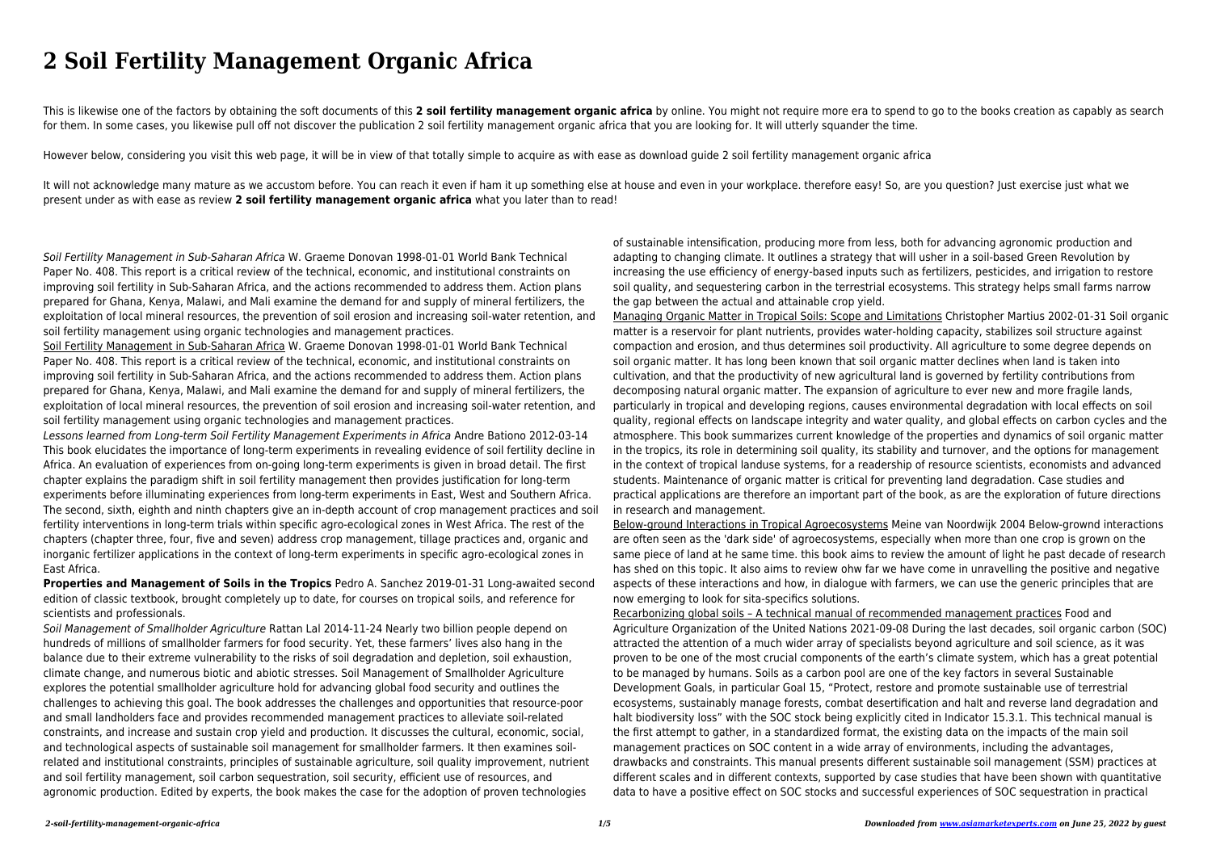# 2 Soil Fertility Management Organic Africa

This is likewise one of the factors by obtaining the soft documents of this **2 soil fertility management organic africa** by online. You might not require more era to spend to go to the books creation as capably as search for them. In some cases, you likewise pull off not discover the publication 2 soil fertility management organic africa that you are looking for. It will utterly squander the time.

However below, considering you visit this web page, it will be in view of that totally simple to acquire as with ease as download guide 2 soil fertility management organic africa

It will not acknowledge many mature as we accustom before. You can reach it even if ham it up something else at house and even in your workplace. therefore easy! So, are you question? Just exercise just what we present under as with ease as review **2 soil fertility management organic africa** what you later than to read!

*Soil Fertility Management in Sub-Saharan Africa* W. Graeme Donovan 1998-01-01 World Bank Technical Paper No. 408. This report is a critical review of the technical, economic, and institutional constraints on improving soil fertility in Sub-Saharan Africa, and the actions recommended to address them. Action plans prepared for Ghana, Kenya, Malawi, and Mali examine the demand for and supply of mineral fertilizers, the exploitation of local mineral resources, the prevention of soil erosion and increasing soil-water retention, and soil fertility management using organic technologies and management practices.

Soil Fertility Management in Sub-Saharan Africa W. Graeme Donovan 1998-01-01 World Bank Technical Paper No. 408. This report is a critical review of the technical, economic, and institutional constraints on improving soil fertility in Sub-Saharan Africa, and the actions recommended to address them. Action plans prepared for Ghana, Kenya, Malawi, and Mali examine the demand for and supply of mineral fertilizers, the exploitation of local mineral resources, the prevention of soil erosion and increasing soil-water retention, and soil fertility management using organic technologies and management practices.

*Lessons learned from Long-term Soil Fertility Management Experiments in Africa* Andre Bationo 2012-03-14 This book elucidates the importance of long-term experiments in revealing evidence of soil fertility decline in Africa. An evaluation of experiences from on-going long-term experiments is given in broad detail. The first chapter explains the paradigm shift in soil fertility management then provides justification for long-term experiments before illuminating experiences from long-term experiments in East, West and Southern Africa. The second, sixth, eighth and ninth chapters give an in-depth account of crop management practices and soil fertility interventions in long-term trials within specific agro-ecological zones in West Africa. The rest of the chapters (chapter three, four, five and seven) address crop management, tillage practices and, organic and inorganic fertilizer applications in the context of long-term experiments in specific agro-ecological zones in East Africa.

**Properties and Management of Soils in the Tropics** Pedro A. Sanchez 2019-01-31 Long-awaited second edition of classic textbook, brought completely up to date, for courses on tropical soils, and reference for scientists and professionals.

*Soil Management of Smallholder Agriculture* Rattan Lal 2014-11-24 Nearly two billion people depend on hundreds of millions of smallholder farmers for food security. Yet, these farmers' lives also hang in the balance due to their extreme vulnerability to the risks of soil degradation and depletion, soil exhaustion, climate change, and numerous biotic and abiotic stresses. Soil Management of Smallholder Agriculture explores the potential smallholder agriculture hold for advancing global food security and outlines the challenges to achieving this goal. The book addresses the challenges and opportunities that resource-poor and small landholders face and provides recommended management practices to alleviate soil-related constraints, and increase and sustain crop yield and production. It discusses the cultural, economic, social, and technological aspects of sustainable soil management for smallholder farmers. It then examines soil-related and institutional constraints, principles of sustainable agriculture, soil quality improvement, nutrient and soil fertility management, soil carbon sequestration, soil security, efficient use of resources, and agronomic production. Edited by experts, the book makes the case for the adoption of proven technologies of sustainable intensification, producing more from less, both for advancing agronomic production and adapting to changing climate. It outlines a strategy that will usher in a soil-based Green Revolution by increasing the use efficiency of energy-based inputs such as fertilizers, pesticides, and irrigation to restore soil quality, and sequestering carbon in the terrestrial ecosystems. This strategy helps small farms narrow the gap between the actual and attainable crop yield.

Managing Organic Matter in Tropical Soils: Scope and Limitations Christopher Martius 2002-01-31 Soil organic matter is a reservoir for plant nutrients, provides water-holding capacity, stabilizes soil structure against compaction and erosion, and thus determines soil productivity. All agriculture to some degree depends on soil organic matter. It has long been known that soil organic matter declines when land is taken into cultivation, and that the productivity of new agricultural land is governed by fertility contributions from decomposing natural organic matter. The expansion of agriculture to ever new and more fragile lands, particularly in tropical and developing regions, causes environmental degradation with local effects on soil quality, regional effects on landscape integrity and water quality, and global effects on carbon cycles and the atmosphere. This book summarizes current knowledge of the properties and dynamics of soil organic matter in the tropics, its role in determining soil quality, its stability and turnover, and the options for management in the context of tropical landuse systems, for a readership of resource scientists, economists and advanced students. Maintenance of organic matter is critical for preventing land degradation. Case studies and practical applications are therefore an important part of the book, as are the exploration of future directions in research and management.

Below-grownd Interactions in Tropical Agroecosystems Meine van Noordwijk 2004 Below-grownd interactions are often seen as the 'dark side' of agroecosystems, especially when more than one crop is grown on the same piece of land at he same time. this book aims to review the amount of light he past decade of research has shed on this topic. It also aims to review ohw far we have come in unravelling the positive and negative aspects of these interactions and how, in dialogue with farmers, we can use the generic principles that are now emerging to look for sita-specifics solutions.

Recarbonizing global soils – A technical manual of recommended management practices Food and Agriculture Organization of the United Nations 2021-09-08 During the last decades, soil organic carbon (SOC) attracted the attention of a much wider array of specialists beyond agriculture and soil science, as it was proven to be one of the most crucial components of the earth's climate system, which has a great potential to be managed by humans. Soils as a carbon pool are one of the key factors in several Sustainable Development Goals, in particular Goal 15, "Protect, restore and promote sustainable use of terrestrial ecosystems, sustainably manage forests, combat desertification and halt and reverse land degradation and halt biodiversity loss" with the SOC stock being explicitly cited in Indicator 15.3.1. This technical manual is the first attempt to gather, in a standardized format, the existing data on the impacts of the main soil management practices on SOC content in a wide array of environments, including the advantages, drawbacks and constraints. This manual presents different sustainable soil management (SSM) practices at different scales and in different contexts, supported by case studies that have been shown with quantitative data to have a positive effect on SOC stocks and successful experiences of SOC sequestration in practical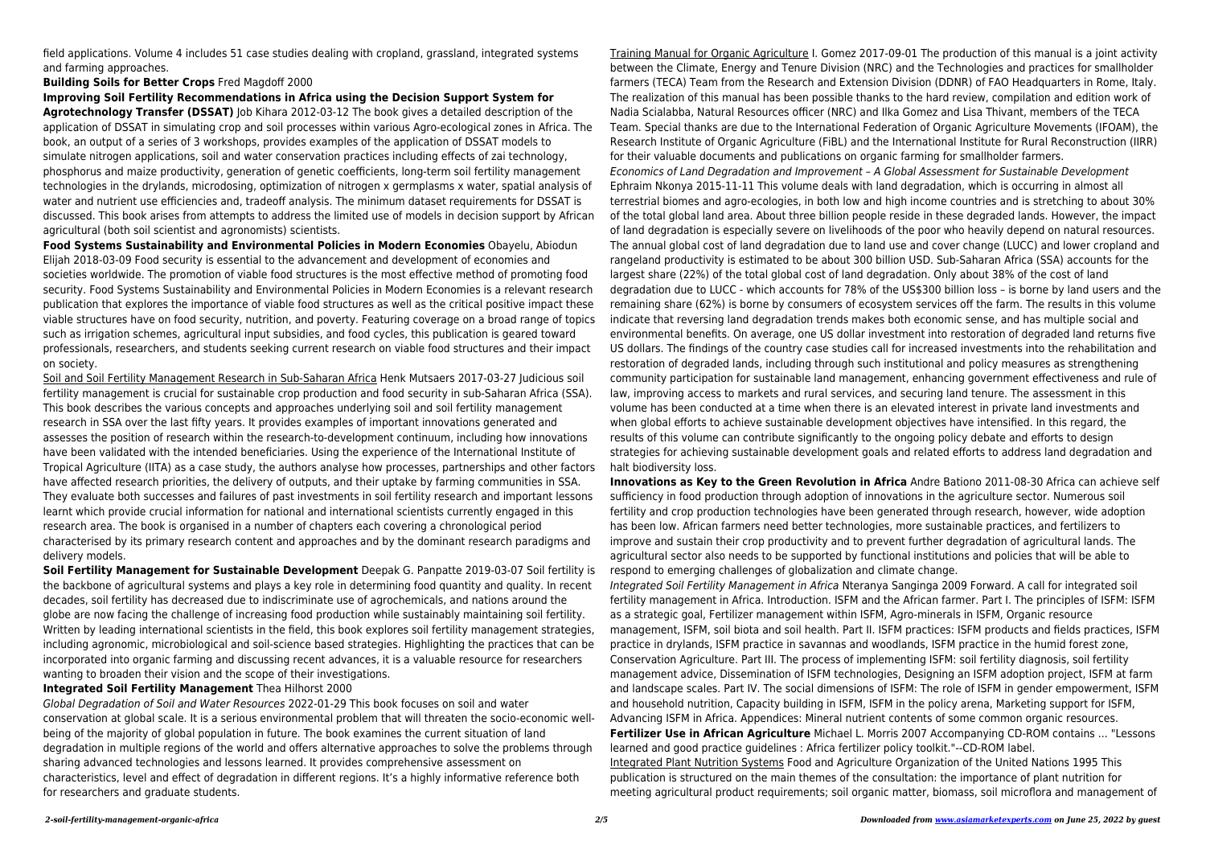field applications. Volume 4 includes 51 case studies dealing with cropland, grassland, integrated systems and farming approaches.

**Building Soils for Better Crops** Fred Magdoff 2000

**Improving Soil Fertility Recommendations in Africa using the Decision Support System for Agrotechnology Transfer (DSSAT)** Job Kihara 2012-03-12 The book gives a detailed description of the application of DSSAT in simulating crop and soil processes within various Agro-ecological zones in Africa. The book, an output of a series of 3 workshops, provides examples of the application of DSSAT models to simulate nitrogen applications, soil and water conservation practices including effects of zai technology, phosphorus and maize productivity, generation of genetic coefficients, long-term soil fertility management technologies in the drylands, microdosing, optimization of nitrogen x germplasms x water, spatial analysis of water and nutrient use efficiencies and, tradeoff analysis. The minimum dataset requirements for DSSAT is discussed. This book arises from attempts to address the limited use of models in decision support by African agricultural (both soil scientist and agronomists) scientists.

**Food Systems Sustainability and Environmental Policies in Modern Economies** Obayelu, Abiodun Elijah 2018-03-09 Food security is essential to the advancement and development of economies and societies worldwide. The promotion of viable food structures is the most effective method of promoting food security. Food Systems Sustainability and Environmental Policies in Modern Economies is a relevant research publication that explores the importance of viable food structures as well as the critical positive impact these viable structures have on food security, nutrition, and poverty. Featuring coverage on a broad range of topics such as irrigation schemes, agricultural input subsidies, and food cycles, this publication is geared toward professionals, researchers, and students seeking current research on viable food structures and their impact on society.

Soil and Soil Fertility Management Research in Sub-Saharan Africa Henk Mutsaers 2017-03-27 Judicious soil fertility management is crucial for sustainable crop production and food security in sub-Saharan Africa (SSA). This book describes the various concepts and approaches underlying soil and soil fertility management research in SSA over the last fifty years. It provides examples of important innovations generated and assesses the position of research within the research-to-development continuum, including how innovations have been validated with the intended beneficiaries. Using the experience of the International Institute of Tropical Agriculture (IITA) as a case study, the authors analyse how processes, partnerships and other factors have affected research priorities, the delivery of outputs, and their uptake by farming communities in SSA. They evaluate both successes and failures of past investments in soil fertility research and important lessons learnt which provide crucial information for national and international scientists currently engaged in this research area. The book is organised in a number of chapters each covering a chronological period characterised by its primary research content and approaches and by the dominant research paradigms and delivery models.

**Soil Fertility Management for Sustainable Development** Deepak G. Panpatte 2019-03-07 Soil fertility is the backbone of agricultural systems and plays a key role in determining food quantity and quality. In recent decades, soil fertility has decreased due to indiscriminate use of agrochemicals, and nations around the globe are now facing the challenge of increasing food production while sustainably maintaining soil fertility. Written by leading international scientists in the field, this book explores soil fertility management strategies, including agronomic, microbiological and soil-science based strategies. Highlighting the practices that can be incorporated into organic farming and discussing recent advances, it is a valuable resource for researchers wanting to broaden their vision and the scope of their investigations.

**Integrated Soil Fertility Management** Thea Hilhorst 2000

Global Degradation of Soil and Water Resources 2022-01-29 This book focuses on soil and water conservation at global scale. It is a serious environmental problem that will threaten the socio-economic well-being of the majority of global population in future. The book examines the current situation of land degradation in multiple regions of the world and offers alternative approaches to solve the problems through sharing advanced technologies and lessons learned. It provides comprehensive assessment on characteristics, level and effect of degradation in different regions. It's a highly informative reference both for researchers and graduate students.

Training Manual for Organic Agriculture I. Gomez 2017-09-01 The production of this manual is a joint activity between the Climate, Energy and Tenure Division (NRC) and the Technologies and practices for smallholder farmers (TECA) Team from the Research and Extension Division (DDNR) of FAO Headquarters in Rome, Italy. The realization of this manual has been possible thanks to the hard review, compilation and edition work of Nadia Scialabba, Natural Resources officer (NRC) and Ilka Gomez and Lisa Thivant, members of the TECA Team. Special thanks are due to the International Federation of Organic Agriculture Movements (IFOAM), the Research Institute of Organic Agriculture (FiBL) and the International Institute for Rural Reconstruction (IIRR) for their valuable documents and publications on organic farming for smallholder farmers.

*Economics of Land Degradation and Improvement – A Global Assessment for Sustainable Development* Ephraim Nkonya 2015-11-11 This volume deals with land degradation, which is occurring in almost all terrestrial biomes and agro-ecologies, in both low and high income countries and is stretching to about 30% of the total global land area. About three billion people reside in these degraded lands. However, the impact of land degradation is especially severe on livelihoods of the poor who heavily depend on natural resources. The annual global cost of land degradation due to land use and cover change (LUCC) and lower cropland and rangeland productivity is estimated to be about 300 billion USD. Sub-Saharan Africa (SSA) accounts for the largest share (22%) of the total global cost of land degradation. Only about 38% of the cost of land degradation due to LUCC - which accounts for 78% of the US$300 billion loss – is borne by land users and the remaining share (62%) is borne by consumers of ecosystem services off the farm. The results in this volume indicate that reversing land degradation trends makes both economic sense, and has multiple social and environmental benefits. On average, one US dollar investment into restoration of degraded land returns five US dollars. The findings of the country case studies call for increased investments into the rehabilitation and restoration of degraded lands, including through such institutional and policy measures as strengthening community participation for sustainable land management, enhancing government effectiveness and rule of law, improving access to markets and rural services, and securing land tenure. The assessment in this volume has been conducted at a time when there is an elevated interest in private land investments and when global efforts to achieve sustainable development objectives have intensified. In this regard, the results of this volume can contribute significantly to the ongoing policy debate and efforts to design strategies for achieving sustainable development goals and related efforts to address land degradation and halt biodiversity loss.

**Innovations as Key to the Green Revolution in Africa** Andre Bationo 2011-08-30 Africa can achieve self sufficiency in food production through adoption of innovations in the agriculture sector. Numerous soil fertility and crop production technologies have been generated through research, however, wide adoption has been low. African farmers need better technologies, more sustainable practices, and fertilizers to improve and sustain their crop productivity and to prevent further degradation of agricultural lands. The agricultural sector also needs to be supported by functional institutions and policies that will be able to respond to emerging challenges of globalization and climate change.

*Integrated Soil Fertility Management in Africa* Nteranya Sanginga 2009 Forward. A call for integrated soil fertility management in Africa. Introduction. ISFM and the African farmer. Part I. The principles of ISFM: ISFM as a strategic goal, Fertilizer management within ISFM, Agro-minerals in ISFM, Organic resource management, ISFM, soil biota and soil health. Part II. ISFM practices: ISFM products and fields practices, ISFM practice in drylands, ISFM practice in savannas and woodlands, ISFM practice in the humid forest zone, Conservation Agriculture. Part III. The process of implementing ISFM: soil fertility diagnosis, soil fertility management advice, Dissemination of ISFM technologies, Designing an ISFM adoption project, ISFM at farm and landscape scales. Part IV. The social dimensions of ISFM: The role of ISFM in gender empowerment, ISFM and household nutrition, Capacity building in ISFM, ISFM in the policy arena, Marketing support for ISFM, Advancing ISFM in Africa. Appendices: Mineral nutrient contents of some common organic resources.

**Fertilizer Use in African Agriculture** Michael L. Morris 2007 Accompanying CD-ROM contains ... "Lessons learned and good practice guidelines : Africa fertilizer policy toolkit."--CD-ROM label.

Integrated Plant Nutrition Systems Food and Agriculture Organization of the United Nations 1995 This publication is structured on the main themes of the consultation: the importance of plant nutrition for meeting agricultural product requirements; soil organic matter, biomass, soil microflora and management of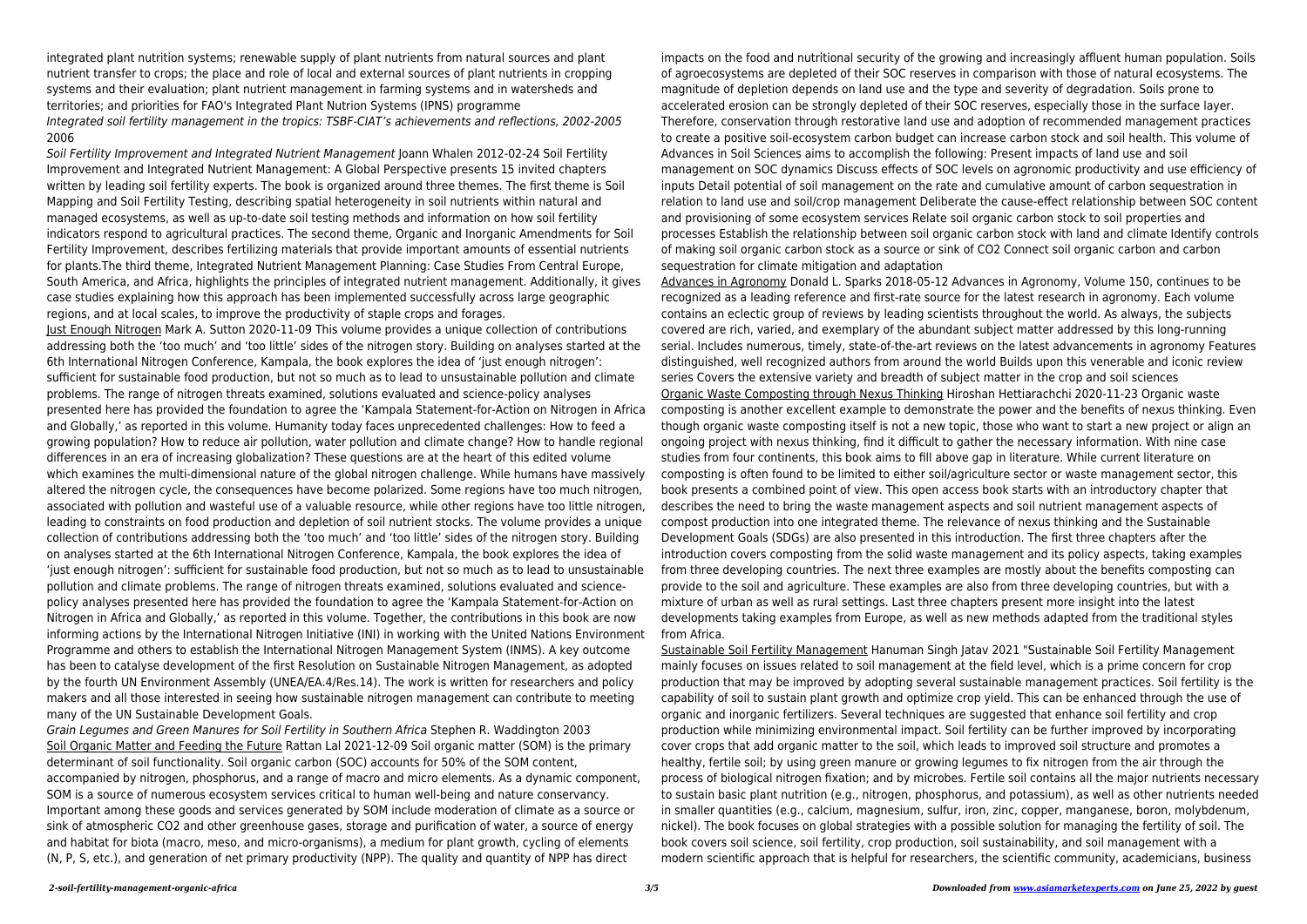integrated plant nutrition systems; renewable supply of plant nutrients from natural sources and plant nutrient transfer to crops; the place and role of local and external sources of plant nutrients in cropping systems and their evaluation; plant nutrient management in farming systems and in watersheds and territories; and priorities for FAO's Integrated Plant Nutrion Systems (IPNS) programme

*Integrated soil fertility management in the tropics: TSBF-CIAT's achievements and reflections, 2002-2005* 2006

*Soil Fertility Improvement and Integrated Nutrient Management* Joann Whalen 2012-02-24 Soil Fertility Improvement and Integrated Nutrient Management: A Global Perspective presents 15 invited chapters written by leading soil fertility experts. The book is organized around three themes. The first theme is Soil Mapping and Soil Fertility Testing, describing spatial heterogeneity in soil nutrients within natural and managed ecosystems, as well as up-to-date soil testing methods and information on how soil fertility indicators respond to agricultural practices. The second theme, Organic and Inorganic Amendments for Soil Fertility Improvement, describes fertilizing materials that provide important amounts of essential nutrients for plants.The third theme, Integrated Nutrient Management Planning: Case Studies From Central Europe, South America, and Africa, highlights the principles of integrated nutrient management. Additionally, it gives case studies explaining how this approach has been implemented successfully across large geographic regions, and at local scales, to improve the productivity of staple crops and forages.

Just Enough Nitrogen Mark A. Sutton 2020-11-09 This volume provides a unique collection of contributions addressing both the 'too much' and 'too little' sides of the nitrogen story. Building on analyses started at the 6th International Nitrogen Conference, Kampala, the book explores the idea of 'just enough nitrogen': sufficient for sustainable food production, but not so much as to lead to unsustainable pollution and climate problems. The range of nitrogen threats examined, solutions evaluated and science-policy analyses presented here has provided the foundation to agree the 'Kampala Statement-for-Action on Nitrogen in Africa and Globally,' as reported in this volume. Humanity today faces unprecedented challenges: How to feed a growing population? How to reduce air pollution, water pollution and climate change? How to handle regional differences in an era of increasing globalization? These questions are at the heart of this edited volume which examines the multi-dimensional nature of the global nitrogen challenge. While humans have massively altered the nitrogen cycle, the consequences have become polarized. Some regions have too much nitrogen, associated with pollution and wasteful use of a valuable resource, while other regions have too little nitrogen, leading to constraints on food production and depletion of soil nutrient stocks. The volume provides a unique collection of contributions addressing both the 'too much' and 'too little' sides of the nitrogen story. Building on analyses started at the 6th International Nitrogen Conference, Kampala, the book explores the idea of 'just enough nitrogen': sufficient for sustainable food production, but not so much as to lead to unsustainable pollution and climate problems. The range of nitrogen threats examined, solutions evaluated and science-policy analyses presented here has provided the foundation to agree the 'Kampala Statement-for-Action on Nitrogen in Africa and Globally,' as reported in this volume. Together, the contributions in this book are now informing actions by the International Nitrogen Initiative (INI) in working with the United Nations Environment Programme and others to establish the International Nitrogen Management System (INMS). A key outcome has been to catalyse development of the first Resolution on Sustainable Nitrogen Management, as adopted by the fourth UN Environment Assembly (UNEA/EA.4/Res.14). The work is written for researchers and policy makers and all those interested in seeing how sustainable nitrogen management can contribute to meeting many of the UN Sustainable Development Goals.

*Grain Legumes and Green Manures for Soil Fertility in Southern Africa* Stephen R. Waddington 2003

Soil Organic Matter and Feeding the Future Rattan Lal 2021-12-09 Soil organic matter (SOM) is the primary determinant of soil functionality. Soil organic carbon (SOC) accounts for 50% of the SOM content, accompanied by nitrogen, phosphorus, and a range of macro and micro elements. As a dynamic component, SOM is a source of numerous ecosystem services critical to human well-being and nature conservancy. Important among these goods and services generated by SOM include moderation of climate as a source or sink of atmospheric CO2 and other greenhouse gases, storage and purification of water, a source of energy and habitat for biota (macro, meso, and micro-organisms), a medium for plant growth, cycling of elements (N, P, S, etc.), and generation of net primary productivity (NPP). The quality and quantity of NPP has direct impacts on the food and nutritional security of the growing and increasingly affluent human population. Soils of agroecosystems are depleted of their SOC reserves in comparison with those of natural ecosystems. The magnitude of depletion depends on land use and the type and severity of degradation. Soils prone to accelerated erosion can be strongly depleted of their SOC reserves, especially those in the surface layer. Therefore, conservation through restorative land use and adoption of recommended management practices to create a positive soil-ecosystem carbon budget can increase carbon stock and soil health. This volume of Advances in Soil Sciences aims to accomplish the following: Present impacts of land use and soil management on SOC dynamics Discuss effects of SOC levels on agronomic productivity and use efficiency of inputs Detail potential of soil management on the rate and cumulative amount of carbon sequestration in relation to land use and soil/crop management Deliberate the cause-effect relationship between SOC content and provisioning of some ecosystem services Relate soil organic carbon stock to soil properties and processes Establish the relationship between soil organic carbon stock with land and climate Identify controls of making soil organic carbon stock as a source or sink of CO2 Connect soil organic carbon and carbon sequestration for climate mitigation and adaptation

Advances in Agronomy Donald L. Sparks 2018-05-12 Advances in Agronomy, Volume 150, continues to be recognized as a leading reference and first-rate source for the latest research in agronomy. Each volume contains an eclectic group of reviews by leading scientists throughout the world. As always, the subjects covered are rich, varied, and exemplary of the abundant subject matter addressed by this long-running serial. Includes numerous, timely, state-of-the-art reviews on the latest advancements in agronomy Features distinguished, well recognized authors from around the world Builds upon this venerable and iconic review series Covers the extensive variety and breadth of subject matter in the crop and soil sciences

Organic Waste Composting through Nexus Thinking Hiroshan Hettiarachchi 2020-11-23 Organic waste composting is another excellent example to demonstrate the power and the benefits of nexus thinking. Even though organic waste composting itself is not a new topic, those who want to start a new project or align an ongoing project with nexus thinking, find it difficult to gather the necessary information. With nine case studies from four continents, this book aims to fill above gap in literature. While current literature on composting is often found to be limited to either soil/agriculture sector or waste management sector, this book presents a combined point of view. This open access book starts with an introductory chapter that describes the need to bring the waste management aspects and soil nutrient management aspects of compost production into one integrated theme. The relevance of nexus thinking and the Sustainable Development Goals (SDGs) are also presented in this introduction. The first three chapters after the introduction covers composting from the solid waste management and its policy aspects, taking examples from three developing countries. The next three examples are mostly about the benefits composting can provide to the soil and agriculture. These examples are also from three developing countries, but with a mixture of urban as well as rural settings. Last three chapters present more insight into the latest developments taking examples from Europe, as well as new methods adapted from the traditional styles from Africa.

Sustainable Soil Fertility Management Hanuman Singh Jatav 2021 "Sustainable Soil Fertility Management mainly focuses on issues related to soil management at the field level, which is a prime concern for crop production that may be improved by adopting several sustainable management practices. Soil fertility is the capability of soil to sustain plant growth and optimize crop yield. This can be enhanced through the use of organic and inorganic fertilizers. Several techniques are suggested that enhance soil fertility and crop production while minimizing environmental impact. Soil fertility can be further improved by incorporating cover crops that add organic matter to the soil, which leads to improved soil structure and promotes a healthy, fertile soil; by using green manure or growing legumes to fix nitrogen from the air through the process of biological nitrogen fixation; and by microbes. Fertile soil contains all the major nutrients necessary to sustain basic plant nutrition (e.g., nitrogen, phosphorus, and potassium), as well as other nutrients needed in smaller quantities (e.g., calcium, magnesium, sulfur, iron, zinc, copper, manganese, boron, molybdenum, nickel). The book focuses on global strategies with a possible solution for managing the fertility of soil. The book covers soil science, soil fertility, crop production, soil sustainability, and soil management with a modern scientific approach that is helpful for researchers, the scientific community, academicians, business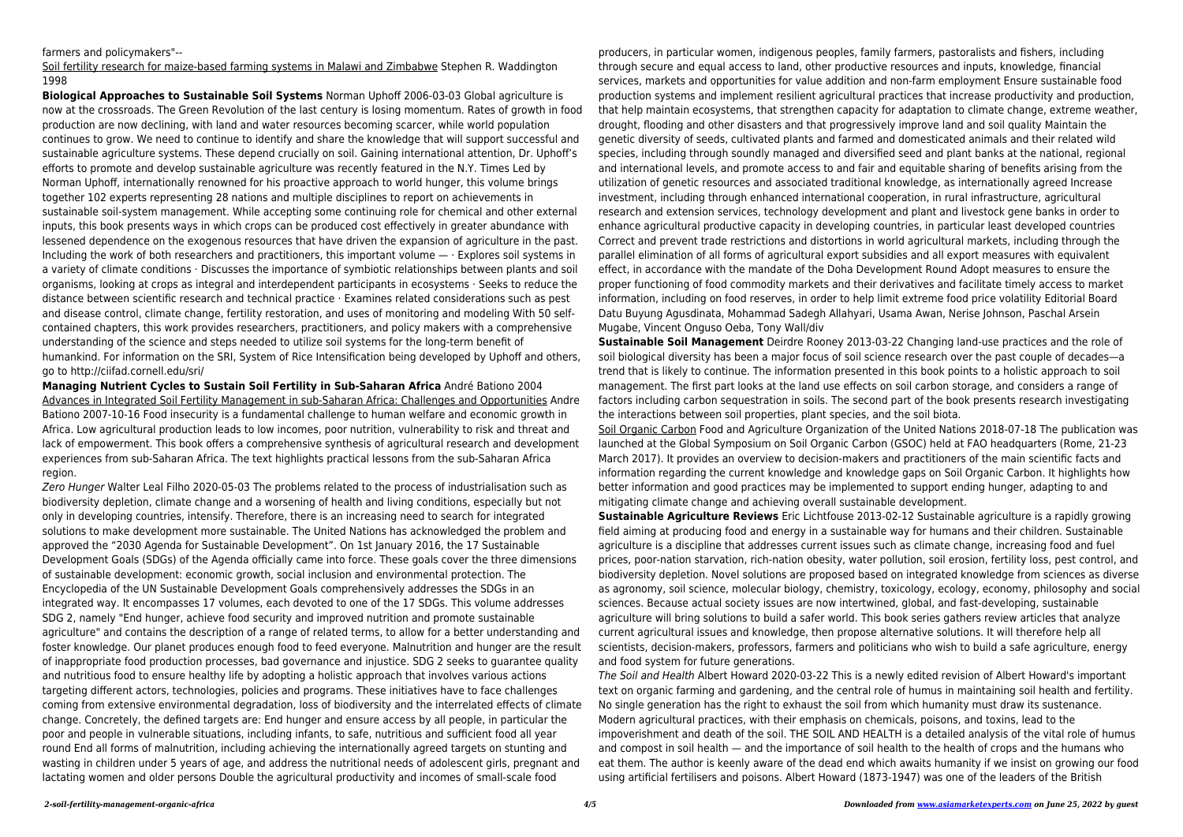farmers and policymakers"--

Soil fertility research for maize-based farming systems in Malawi and Zimbabwe Stephen R. Waddington 1998

**Biological Approaches to Sustainable Soil Systems** Norman Uphoff 2006-03-03 Global agriculture is now at the crossroads. The Green Revolution of the last century is losing momentum. Rates of growth in food production are now declining, with land and water resources becoming scarcer, while world population continues to grow. We need to continue to identify and share the knowledge that will support successful and sustainable agriculture systems. These depend crucially on soil. Gaining international attention, Dr. Uphoff's efforts to promote and develop sustainable agriculture was recently featured in the N.Y. Times Led by Norman Uphoff, internationally renowned for his proactive approach to world hunger, this volume brings together 102 experts representing 28 nations and multiple disciplines to report on achievements in sustainable soil-system management. While accepting some continuing role for chemical and other external inputs, this book presents ways in which crops can be produced cost effectively in greater abundance with lessened dependence on the exogenous resources that have driven the expansion of agriculture in the past. Including the work of both researchers and practitioners, this important volume — · Explores soil systems in a variety of climate conditions · Discusses the importance of symbiotic relationships between plants and soil organisms, looking at crops as integral and interdependent participants in ecosystems · Seeks to reduce the distance between scientific research and technical practice · Examines related considerations such as pest and disease control, climate change, fertility restoration, and uses of monitoring and modeling With 50 self-contained chapters, this work provides researchers, practitioners, and policy makers with a comprehensive understanding of the science and steps needed to utilize soil systems for the long-term benefit of humankind. For information on the SRI, System of Rice Intensification being developed by Uphoff and others, go to http://ciifad.cornell.edu/sri/

**Managing Nutrient Cycles to Sustain Soil Fertility in Sub-Saharan Africa** André Bationo 2004

Advances in Integrated Soil Fertility Management in sub-Saharan Africa: Challenges and Opportunities Andre Bationo 2007-10-16 Food insecurity is a fundamental challenge to human welfare and economic growth in Africa. Low agricultural production leads to low incomes, poor nutrition, vulnerability to risk and threat and lack of empowerment. This book offers a comprehensive synthesis of agricultural research and development experiences from sub-Saharan Africa. The text highlights practical lessons from the sub-Saharan Africa region.

*Zero Hunger* Walter Leal Filho 2020-05-03 The problems related to the process of industrialisation such as biodiversity depletion, climate change and a worsening of health and living conditions, especially but not only in developing countries, intensify. Therefore, there is an increasing need to search for integrated solutions to make development more sustainable. The United Nations has acknowledged the problem and approved the "2030 Agenda for Sustainable Development". On 1st January 2016, the 17 Sustainable Development Goals (SDGs) of the Agenda officially came into force. These goals cover the three dimensions of sustainable development: economic growth, social inclusion and environmental protection. The Encyclopedia of the UN Sustainable Development Goals comprehensively addresses the SDGs in an integrated way. It encompasses 17 volumes, each devoted to one of the 17 SDGs. This volume addresses SDG 2, namely "End hunger, achieve food security and improved nutrition and promote sustainable agriculture" and contains the description of a range of related terms, to allow for a better understanding and foster knowledge. Our planet produces enough food to feed everyone. Malnutrition and hunger are the result of inappropriate food production processes, bad governance and injustice. SDG 2 seeks to guarantee quality and nutritious food to ensure healthy life by adopting a holistic approach that involves various actions targeting different actors, technologies, policies and programs. These initiatives have to face challenges coming from extensive environmental degradation, loss of biodiversity and the interrelated effects of climate change. Concretely, the defined targets are: End hunger and ensure access by all people, in particular the poor and people in vulnerable situations, including infants, to safe, nutritious and sufficient food all year round End all forms of malnutrition, including achieving the internationally agreed targets on stunting and wasting in children under 5 years of age, and address the nutritional needs of adolescent girls, pregnant and lactating women and older persons Double the agricultural productivity and incomes of small-scale food producers, in particular women, indigenous peoples, family farmers, pastoralists and fishers, including through secure and equal access to land, other productive resources and inputs, knowledge, financial services, markets and opportunities for value addition and non-farm employment Ensure sustainable food production systems and implement resilient agricultural practices that increase productivity and production, that help maintain ecosystems, that strengthen capacity for adaptation to climate change, extreme weather, drought, flooding and other disasters and that progressively improve land and soil quality Maintain the genetic diversity of seeds, cultivated plants and farmed and domesticated animals and their related wild species, including through soundly managed and diversified seed and plant banks at the national, regional and international levels, and promote access to and fair and equitable sharing of benefits arising from the utilization of genetic resources and associated traditional knowledge, as internationally agreed Increase investment, including through enhanced international cooperation, in rural infrastructure, agricultural research and extension services, technology development and plant and livestock gene banks in order to enhance agricultural productive capacity in developing countries, in particular least developed countries Correct and prevent trade restrictions and distortions in world agricultural markets, including through the parallel elimination of all forms of agricultural export subsidies and all export measures with equivalent effect, in accordance with the mandate of the Doha Development Round Adopt measures to ensure the proper functioning of food commodity markets and their derivatives and facilitate timely access to market information, including on food reserves, in order to help limit extreme food price volatility Editorial Board Datu Buyung Agusdinata, Mohammad Sadegh Allahyari, Usama Awan, Nerise Johnson, Paschal Arsein Mugabe, Vincent Onguso Oeba, Tony Wall/div

**Sustainable Soil Management** Deirdre Rooney 2013-03-22 Changing land-use practices and the role of soil biological diversity has been a major focus of soil science research over the past couple of decades—a trend that is likely to continue. The information presented in this book points to a holistic approach to soil management. The first part looks at the land use effects on soil carbon storage, and considers a range of factors including carbon sequestration in soils. The second part of the book presents research investigating the interactions between soil properties, plant species, and the soil biota.

Soil Organic Carbon Food and Agriculture Organization of the United Nations 2018-07-18 The publication was launched at the Global Symposium on Soil Organic Carbon (GSOC) held at FAO headquarters (Rome, 21-23 March 2017). It provides an overview to decision-makers and practitioners of the main scientific facts and information regarding the current knowledge and knowledge gaps on Soil Organic Carbon. It highlights how better information and good practices may be implemented to support ending hunger, adapting to and mitigating climate change and achieving overall sustainable development.

**Sustainable Agriculture Reviews** Eric Lichtfouse 2013-02-12 Sustainable agriculture is a rapidly growing field aiming at producing food and energy in a sustainable way for humans and their children. Sustainable agriculture is a discipline that addresses current issues such as climate change, increasing food and fuel prices, poor-nation starvation, rich-nation obesity, water pollution, soil erosion, fertility loss, pest control, and biodiversity depletion. Novel solutions are proposed based on integrated knowledge from sciences as diverse as agronomy, soil science, molecular biology, chemistry, toxicology, ecology, economy, philosophy and social sciences. Because actual society issues are now intertwined, global, and fast-developing, sustainable agriculture will bring solutions to build a safer world. This book series gathers review articles that analyze current agricultural issues and knowledge, then propose alternative solutions. It will therefore help all scientists, decision-makers, professors, farmers and politicians who wish to build a safe agriculture, energy and food system for future generations.

*The Soil and Health* Albert Howard 2020-03-22 This is a newly edited revision of Albert Howard's important text on organic farming and gardening, and the central role of humus in maintaining soil health and fertility. No single generation has the right to exhaust the soil from which humanity must draw its sustenance. Modern agricultural practices, with their emphasis on chemicals, poisons, and toxins, lead to the impoverishment and death of the soil. THE SOIL AND HEALTH is a detailed analysis of the vital role of humus and compost in soil health — and the importance of soil health to the health of crops and the humans who eat them. The author is keenly aware of the dead end which awaits humanity if we insist on growing our food using artificial fertilisers and poisons. Albert Howard (1873-1947) was one of the leaders of the British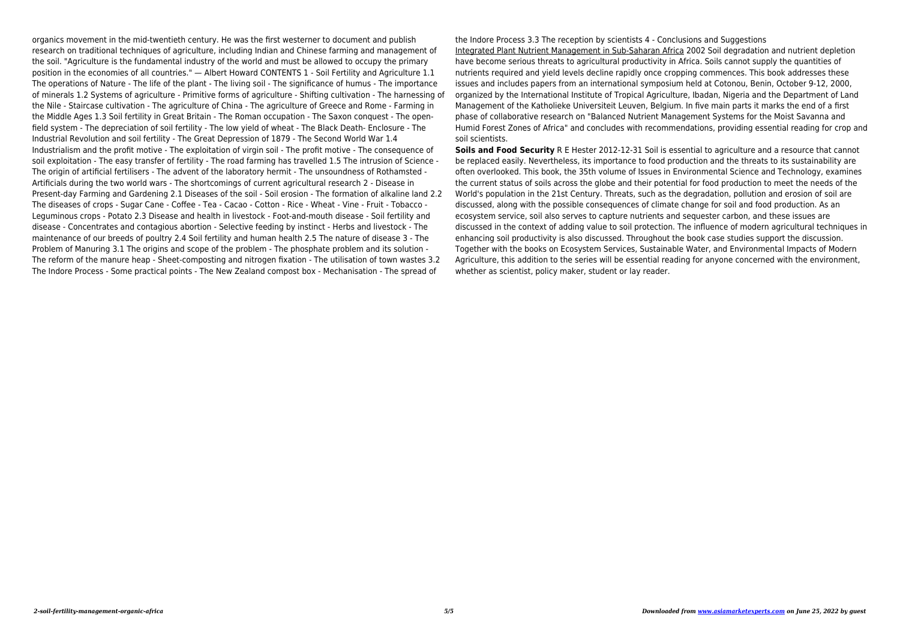organics movement in the mid-twentieth century. He was the first westerner to document and publish research on traditional techniques of agriculture, including Indian and Chinese farming and management of the soil. "Agriculture is the fundamental industry of the world and must be allowed to occupy the primary position in the economies of all countries." — Albert Howard CONTENTS 1 - Soil Fertility and Agriculture 1.1 The operations of Nature - The life of the plant - The living soil - The significance of humus - The importance of minerals 1.2 Systems of agriculture - Primitive forms of agriculture - Shifting cultivation - The harnessing of the Nile - Staircase cultivation - The agriculture of China - The agriculture of Greece and Rome - Farming in the Middle Ages 1.3 Soil fertility in Great Britain - The Roman occupation - The Saxon conquest - The open-field system - The depreciation of soil fertility - The low yield of wheat - The Black Death- Enclosure - The Industrial Revolution and soil fertility - The Great Depression of 1879 - The Second World War 1.4 Industrialism and the profit motive - The exploitation of virgin soil - The profit motive - The consequence of soil exploitation - The easy transfer of fertility - The road farming has travelled 1.5 The intrusion of Science - The origin of artificial fertilisers - The advent of the laboratory hermit - The unsoundness of Rothamsted - Artificials during the two world wars - The shortcomings of current agricultural research 2 - Disease in Present-day Farming and Gardening 2.1 Diseases of the soil - Soil erosion - The formation of alkaline land 2.2 The diseases of crops - Sugar Cane - Coffee - Tea - Cacao - Cotton - Rice - Wheat - Vine - Fruit - Tobacco - Leguminous crops - Potato 2.3 Disease and health in livestock - Foot-and-mouth disease - Soil fertility and disease - Concentrates and contagious abortion - Selective feeding by instinct - Herbs and livestock - The maintenance of our breeds of poultry 2.4 Soil fertility and human health 2.5 The nature of disease 3 - The Problem of Manuring 3.1 The origins and scope of the problem - The phosphate problem and its solution - The reform of the manure heap - Sheet-composting and nitrogen fixation - The utilisation of town wastes 3.2 The Indore Process - Some practical points - The New Zealand compost box - Mechanisation - The spread of the Indore Process 3.3 The reception by scientists 4 - Conclusions and Suggestions

Integrated Plant Nutrient Management in Sub-Saharan Africa 2002 Soil degradation and nutrient depletion have become serious threats to agricultural productivity in Africa. Soils cannot supply the quantities of nutrients required and yield levels decline rapidly once cropping commences. This book addresses these issues and includes papers from an international symposium held at Cotonou, Benin, October 9-12, 2000, organized by the International Institute of Tropical Agriculture, Ibadan, Nigeria and the Department of Land Management of the Katholieke Universiteit Leuven, Belgium. In five main parts it marks the end of a first phase of collaborative research on "Balanced Nutrient Management Systems for the Moist Savanna and Humid Forest Zones of Africa" and concludes with recommendations, providing essential reading for crop and soil scientists.

**Soils and Food Security** R E Hester 2012-12-31 Soil is essential to agriculture and a resource that cannot be replaced easily. Nevertheless, its importance to food production and the threats to its sustainability are often overlooked. This book, the 35th volume of Issues in Environmental Science and Technology, examines the current status of soils across the globe and their potential for food production to meet the needs of the World's population in the 21st Century. Threats, such as the degradation, pollution and erosion of soil are discussed, along with the possible consequences of climate change for soil and food production. As an ecosystem service, soil also serves to capture nutrients and sequester carbon, and these issues are discussed in the context of adding value to soil protection. The influence of modern agricultural techniques in enhancing soil productivity is also discussed. Throughout the book case studies support the discussion. Together with the books on Ecosystem Services, Sustainable Water, and Environmental Impacts of Modern Agriculture, this addition to the series will be essential reading for anyone concerned with the environment, whether as scientist, policy maker, student or lay reader.